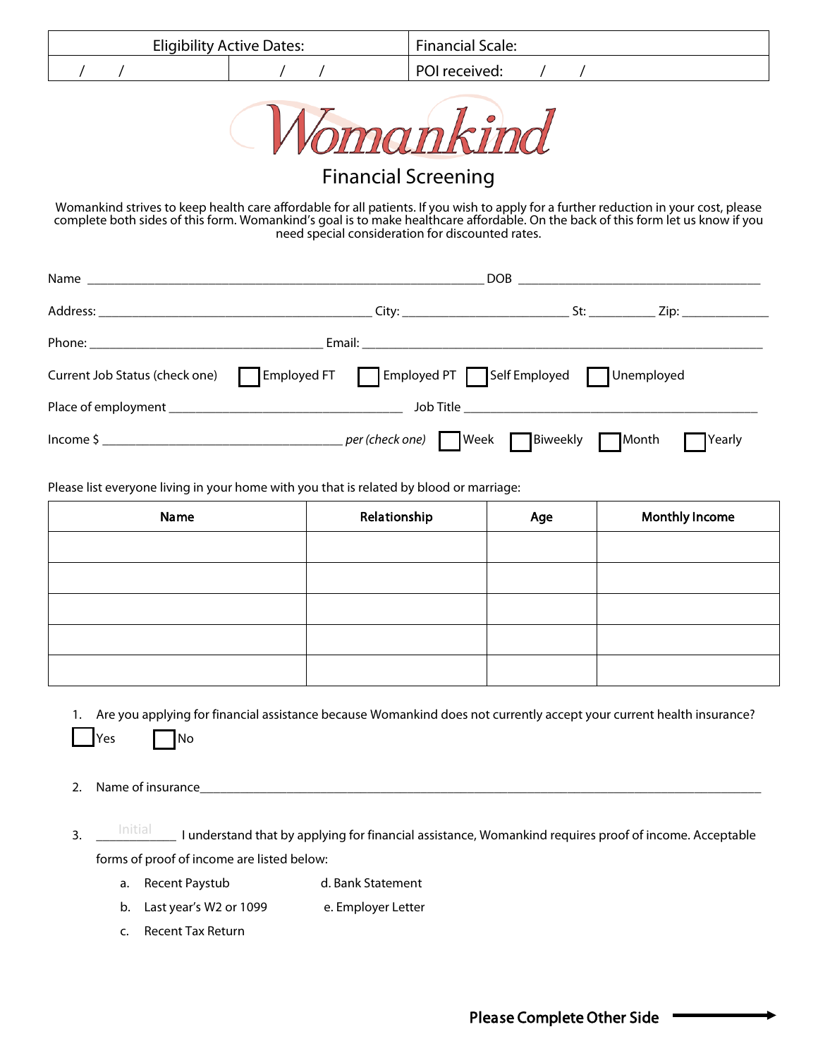| Eligibility Active Dates: | | Financial Scale: |
|---|---|---|
| / / | / / | POI received: / / |

# Womankind

## Financial Screening

Womankind strives to keep health care affordable for all patients. If you wish to apply for a further reduction in your cost, please complete both sides of this form. Womankind's goal is to make healthcare affordable. On the back of this form let us know if you need special consideration for discounted rates.

Name ______________________________________________ DOB ______________________________

Address: ________________________________ City: ____________________ St: ________ Zip: __________

Phone: ____________________________ Email: ____________________________________________________

Current Job Status (check one) ☐ Employed FT ☐ Employed PT ☐ Self Employed ☐ Unemployed

Place of employment ______________________________ Job Title ______________________________________

Income $ ______________________________ *per (check one)* ☐ Week ☐ Biweekly ☐ Month ☐ Yearly

Please list everyone living in your home with you that is related by blood or marriage:

| Name | Relationship | Age | Monthly Income |
|---|---|---|---|
| | | | |
| | | | |
| | | | |
| | | | |
| | | | |

1. Are you applying for financial assistance because Womankind does not currently accept your current health insurance?

   ☐ Yes ☐ No

2. Name of insurance________________________________________________________________________

3. ___Initial___ I understand that by applying for financial assistance, Womankind requires proof of income. Acceptable forms of proof of income are listed below:

   a. Recent Paystub
   b. Last year's W2 or 1099
   c. Recent Tax Return
   d. Bank Statement
   e. Employer Letter

**Please Complete Other Side** →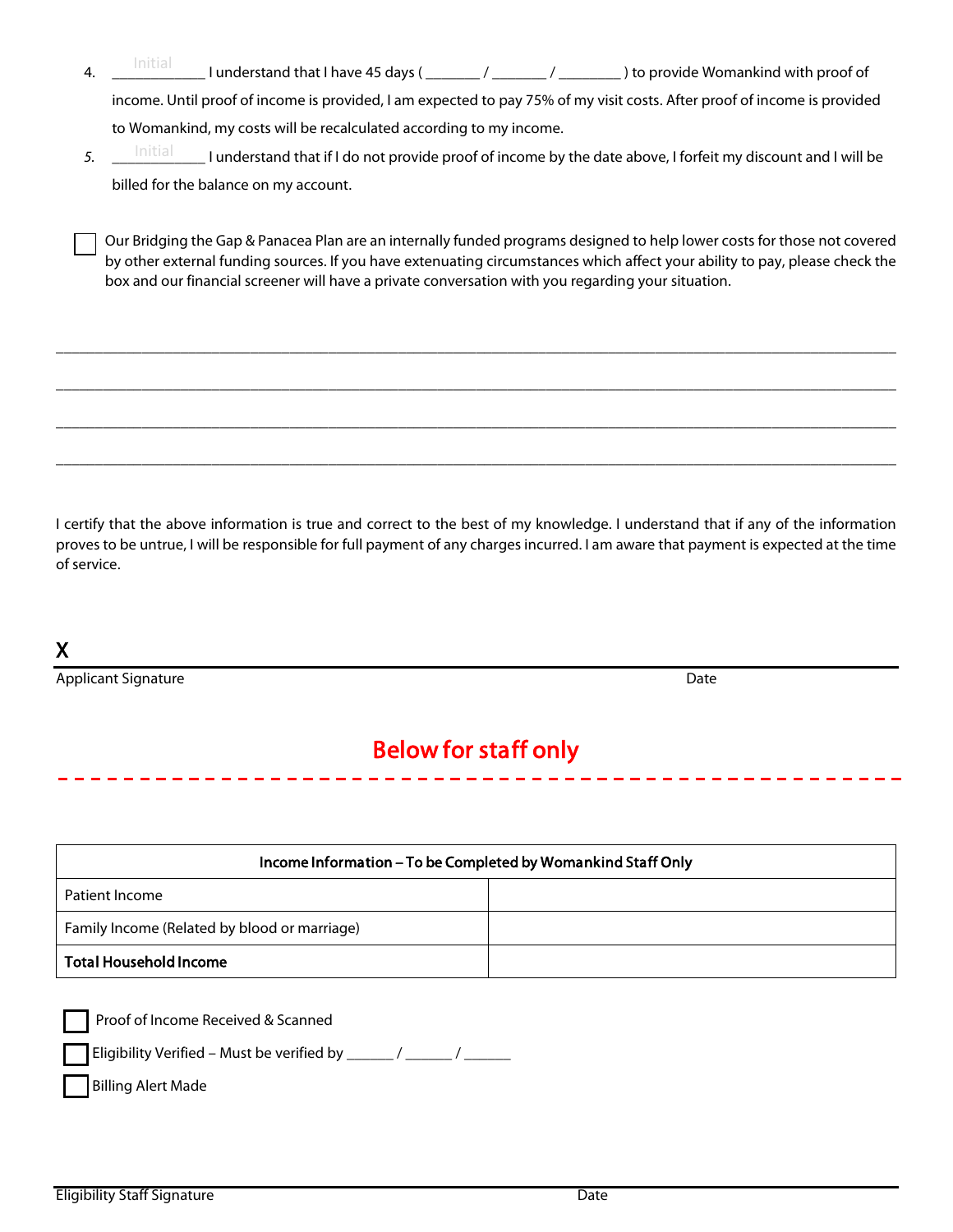4. \_\_\_\_\_\_\_\_\_\_\_\_ I understand that I have 45 days ( \_\_\_\_\_\_\_ / \_\_\_\_\_\_\_ / \_\_\_\_\_\_\_\_ ) to provide Womankind with proof of income. Until proof of income is provided, I am expected to pay 75% of my visit costs. After proof of income is provided to Womankind, my costs will be recalculated according to my income.
5. \_\_\_\_\_\_\_\_\_\_\_\_ I understand that if I do not provide proof of income by the date above, I forfeit my discount and I will be billed for the balance on my account.

☐ Our Bridging the Gap & Panacea Plan are an internally funded programs designed to help lower costs for those not covered by other external funding sources. If you have extenuating circumstances which affect your ability to pay, please check the box and our financial screener will have a private conversation with you regarding your situation.

\_\_\_\_\_\_\_\_\_\_\_\_\_\_\_\_\_\_\_\_\_\_\_\_\_\_\_\_\_\_\_\_\_\_\_\_\_\_\_\_\_\_\_\_\_\_\_\_\_\_\_\_\_\_\_\_\_\_\_\_\_\_\_\_\_\_\_\_\_\_\_\_\_\_\_\_\_\_

\_\_\_\_\_\_\_\_\_\_\_\_\_\_\_\_\_\_\_\_\_\_\_\_\_\_\_\_\_\_\_\_\_\_\_\_\_\_\_\_\_\_\_\_\_\_\_\_\_\_\_\_\_\_\_\_\_\_\_\_\_\_\_\_\_\_\_\_\_\_\_\_\_\_\_\_\_\_

\_\_\_\_\_\_\_\_\_\_\_\_\_\_\_\_\_\_\_\_\_\_\_\_\_\_\_\_\_\_\_\_\_\_\_\_\_\_\_\_\_\_\_\_\_\_\_\_\_\_\_\_\_\_\_\_\_\_\_\_\_\_\_\_\_\_\_\_\_\_\_\_\_\_\_\_\_\_

\_\_\_\_\_\_\_\_\_\_\_\_\_\_\_\_\_\_\_\_\_\_\_\_\_\_\_\_\_\_\_\_\_\_\_\_\_\_\_\_\_\_\_\_\_\_\_\_\_\_\_\_\_\_\_\_\_\_\_\_\_\_\_\_\_\_\_\_\_\_\_\_\_\_\_\_\_\_

I certify that the above information is true and correct to the best of my knowledge. I understand that if any of the information proves to be untrue, I will be responsible for full payment of any charges incurred. I am aware that payment is expected at the time of service.

X

Applicant Signature                                                                 Date

## Below for staff only

| Income Information – To be Completed by Womankind Staff Only | |
|---|---|
| Patient Income | |
| Family Income (Related by blood or marriage) | |
| **Total Household Income** | |

☐ Proof of Income Received & Scanned

☐ Eligibility Verified – Must be verified by \_\_\_\_\_\_ / \_\_\_\_\_\_ / \_\_\_\_\_\_

☐ Billing Alert Made

Eligibility Staff Signature                                                 Date